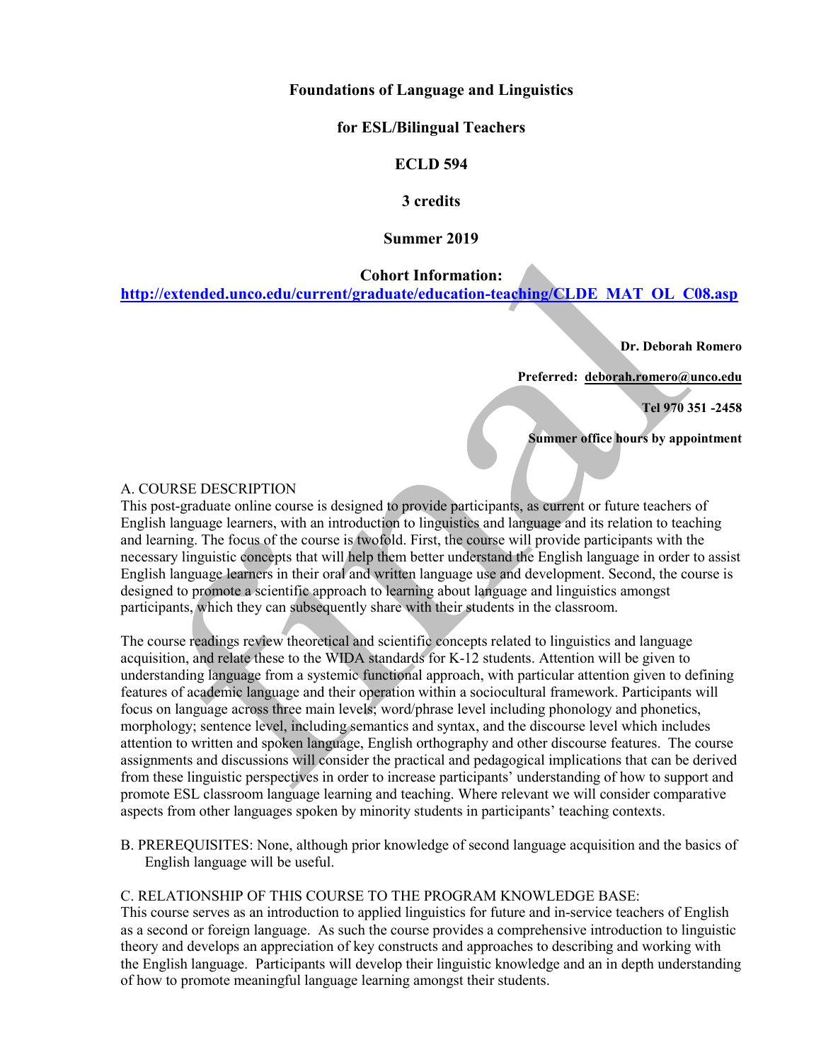**Foundations of Language and Linguistics**

**for ESL/Bilingual Teachers**

**ECLD 594**

**3 credits**

**Summer 2019**

**Cohort Information:**
**http://extended.unco.edu/current/graduate/education-teaching/CLDE_MAT_OL_C08.asp**

**Dr. Deborah Romero**

**Preferred: deborah.romero@unco.edu**

**Tel 970 351 -2458**

**Summer office hours by appointment**

A. COURSE DESCRIPTION

This post-graduate online course is designed to provide participants, as current or future teachers of English language learners, with an introduction to linguistics and language and its relation to teaching and learning. The focus of the course is twofold. First, the course will provide participants with the necessary linguistic concepts that will help them better understand the English language in order to assist English language learners in their oral and written language use and development. Second, the course is designed to promote a scientific approach to learning about language and linguistics amongst participants, which they can subsequently share with their students in the classroom.

The course readings review theoretical and scientific concepts related to linguistics and language acquisition, and relate these to the WIDA standards for K-12 students. Attention will be given to understanding language from a systemic functional approach, with particular attention given to defining features of academic language and their operation within a sociocultural framework. Participants will focus on language across three main levels; word/phrase level including phonology and phonetics, morphology; sentence level, including semantics and syntax, and the discourse level which includes attention to written and spoken language, English orthography and other discourse features. The course assignments and discussions will consider the practical and pedagogical implications that can be derived from these linguistic perspectives in order to increase participants' understanding of how to support and promote ESL classroom language learning and teaching. Where relevant we will consider comparative aspects from other languages spoken by minority students in participants' teaching contexts.

B. PREREQUISITES: None, although prior knowledge of second language acquisition and the basics of English language will be useful.

C. RELATIONSHIP OF THIS COURSE TO THE PROGRAM KNOWLEDGE BASE:

This course serves as an introduction to applied linguistics for future and in-service teachers of English as a second or foreign language. As such the course provides a comprehensive introduction to linguistic theory and develops an appreciation of key constructs and approaches to describing and working with the English language. Participants will develop their linguistic knowledge and an in depth understanding of how to promote meaningful language learning amongst their students.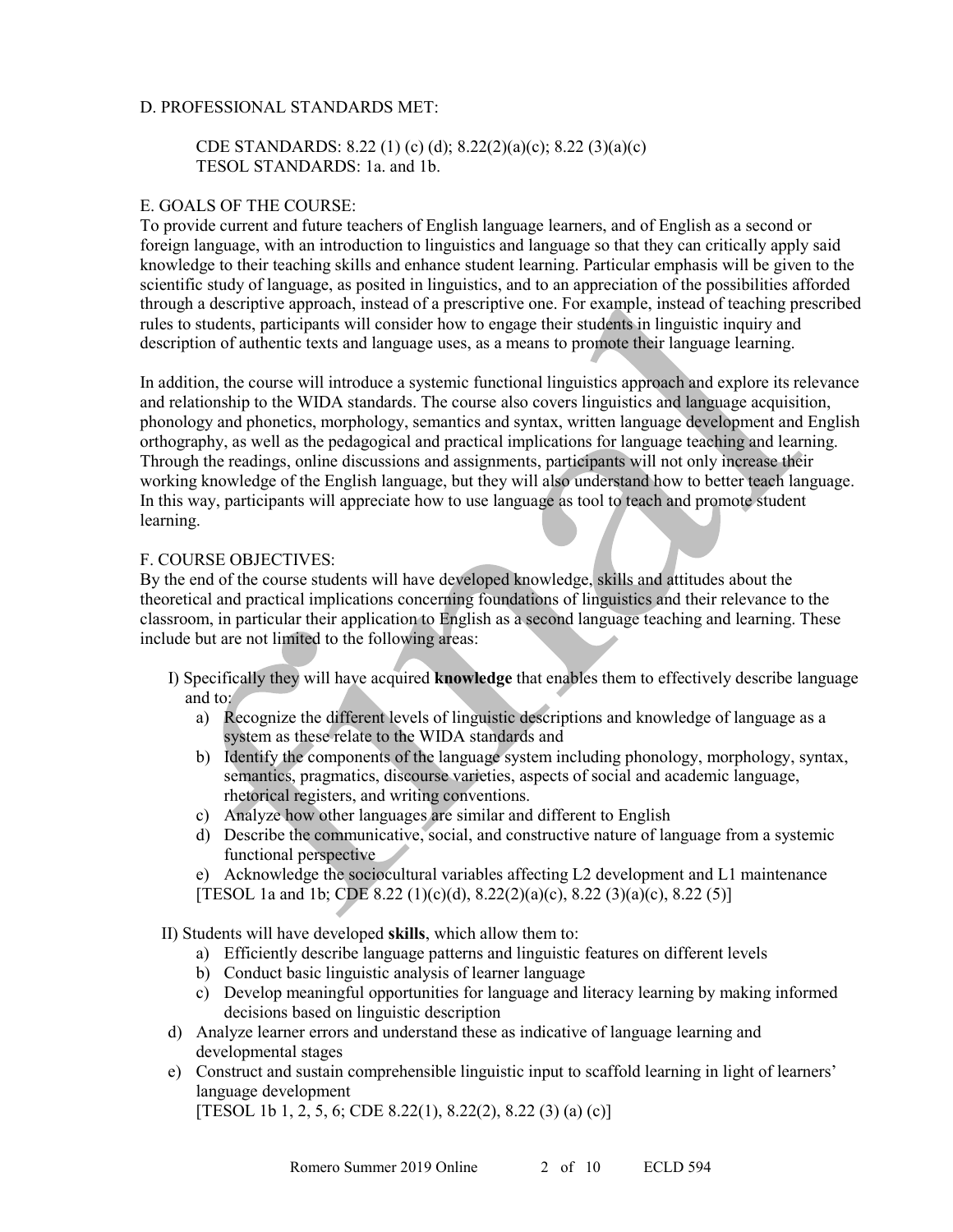D. PROFESSIONAL STANDARDS MET:

CDE STANDARDS: 8.22 (1) (c) (d); 8.22(2)(a)(c); 8.22 (3)(a)(c)
TESOL STANDARDS: 1a. and 1b.

E. GOALS OF THE COURSE:

To provide current and future teachers of English language learners, and of English as a second or foreign language, with an introduction to linguistics and language so that they can critically apply said knowledge to their teaching skills and enhance student learning. Particular emphasis will be given to the scientific study of language, as posited in linguistics, and to an appreciation of the possibilities afforded through a descriptive approach, instead of a prescriptive one. For example, instead of teaching prescribed rules to students, participants will consider how to engage their students in linguistic inquiry and description of authentic texts and language uses, as a means to promote their language learning.

In addition, the course will introduce a systemic functional linguistics approach and explore its relevance and relationship to the WIDA standards. The course also covers linguistics and language acquisition, phonology and phonetics, morphology, semantics and syntax, written language development and English orthography, as well as the pedagogical and practical implications for language teaching and learning. Through the readings, online discussions and assignments, participants will not only increase their working knowledge of the English language, but they will also understand how to better teach language. In this way, participants will appreciate how to use language as tool to teach and promote student learning.

F. COURSE OBJECTIVES:

By the end of the course students will have developed knowledge, skills and attitudes about the theoretical and practical implications concerning foundations of linguistics and their relevance to the classroom, in particular their application to English as a second language teaching and learning. These include but are not limited to the following areas:

I) Specifically they will have acquired **knowledge** that enables them to effectively describe language and to:
   a) Recognize the different levels of linguistic descriptions and knowledge of language as a system as these relate to the WIDA standards and
   b) Identify the components of the language system including phonology, morphology, syntax, semantics, pragmatics, discourse varieties, aspects of social and academic language, rhetorical registers, and writing conventions.
   c) Analyze how other languages are similar and different to English
   d) Describe the communicative, social, and constructive nature of language from a systemic functional perspective
   e) Acknowledge the sociocultural variables affecting L2 development and L1 maintenance
   [TESOL 1a and 1b; CDE 8.22 (1)(c)(d), 8.22(2)(a)(c), 8.22 (3)(a)(c), 8.22 (5)]

II) Students will have developed **skills**, which allow them to:
   a) Efficiently describe language patterns and linguistic features on different levels
   b) Conduct basic linguistic analysis of learner language
   c) Develop meaningful opportunities for language and literacy learning by making informed decisions based on linguistic description
   d) Analyze learner errors and understand these as indicative of language learning and developmental stages
   e) Construct and sustain comprehensible linguistic input to scaffold learning in light of learners' language development
   [TESOL 1b 1, 2, 5, 6; CDE 8.22(1), 8.22(2), 8.22 (3) (a) (c)]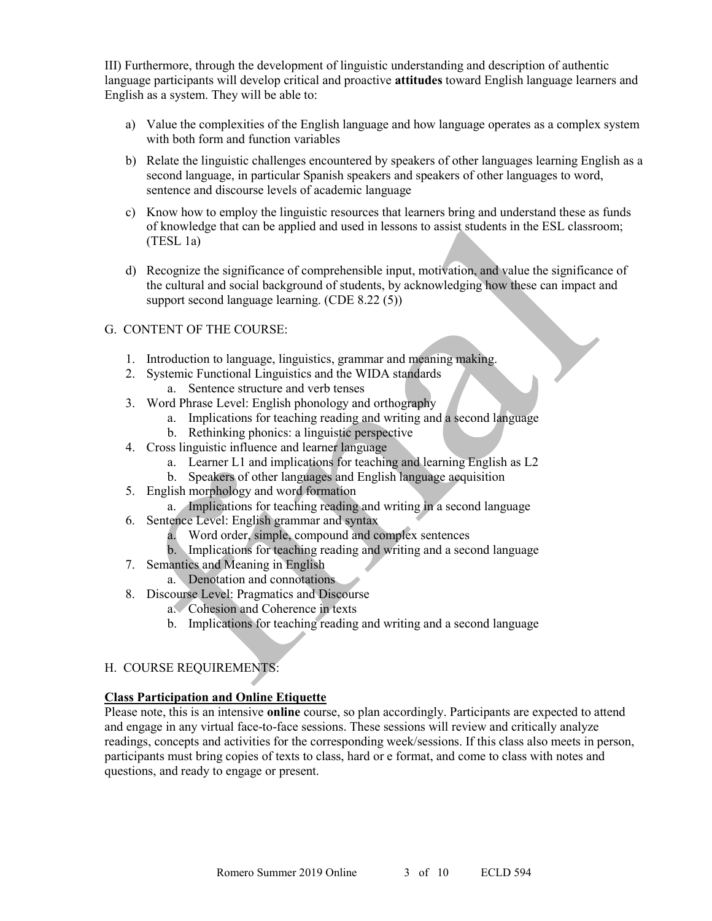III) Furthermore, through the development of linguistic understanding and description of authentic language participants will develop critical and proactive **attitudes** toward English language learners and English as a system. They will be able to:

a) Value the complexities of the English language and how language operates as a complex system with both form and function variables

b) Relate the linguistic challenges encountered by speakers of other languages learning English as a second language, in particular Spanish speakers and speakers of other languages to word, sentence and discourse levels of academic language

c) Know how to employ the linguistic resources that learners bring and understand these as funds of knowledge that can be applied and used in lessons to assist students in the ESL classroom; (TESL 1a)

d) Recognize the significance of comprehensible input, motivation, and value the significance of the cultural and social background of students, by acknowledging how these can impact and support second language learning. (CDE 8.22 (5))

## G. CONTENT OF THE COURSE:

1. Introduction to language, linguistics, grammar and meaning making.
2. Systemic Functional Linguistics and the WIDA standards
   a. Sentence structure and verb tenses
3. Word Phrase Level: English phonology and orthography
   a. Implications for teaching reading and writing and a second language
   b. Rethinking phonics: a linguistic perspective
4. Cross linguistic influence and learner language
   a. Learner L1 and implications for teaching and learning English as L2
   b. Speakers of other languages and English language acquisition
5. English morphology and word formation
   a. Implications for teaching reading and writing in a second language
6. Sentence Level: English grammar and syntax
   a. Word order, simple, compound and complex sentences
   b. Implications for teaching reading and writing and a second language
7. Semantics and Meaning in English
   a. Denotation and connotations
8. Discourse Level: Pragmatics and Discourse
   a. Cohesion and Coherence in texts
   b. Implications for teaching reading and writing and a second language

## H. COURSE REQUIREMENTS:

**Class Participation and Online Etiquette**

Please note, this is an intensive **online** course, so plan accordingly. Participants are expected to attend and engage in any virtual face-to-face sessions. These sessions will review and critically analyze readings, concepts and activities for the corresponding week/sessions. If this class also meets in person, participants must bring copies of texts to class, hard or e format, and come to class with notes and questions, and ready to engage or present.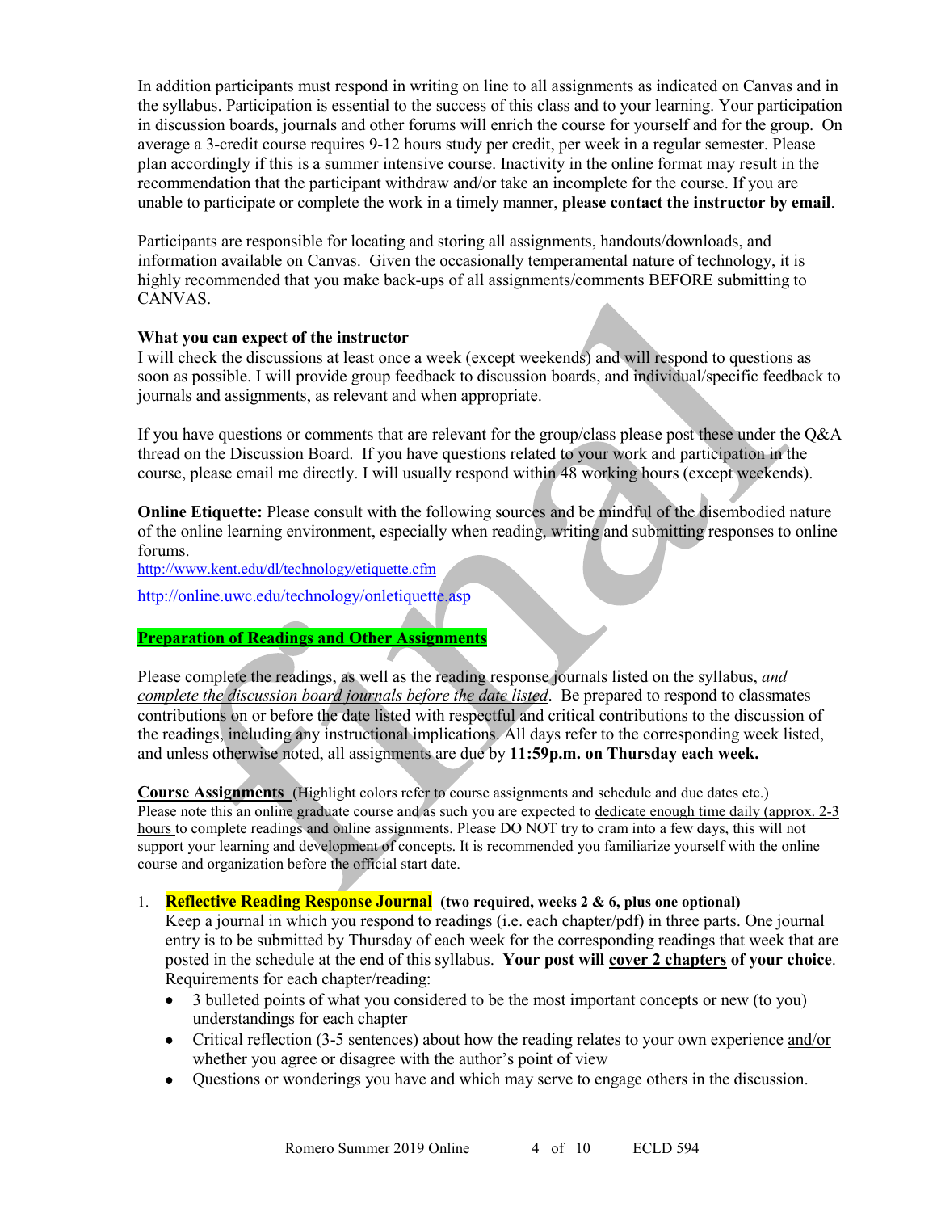In addition participants must respond in writing on line to all assignments as indicated on Canvas and in the syllabus. Participation is essential to the success of this class and to your learning. Your participation in discussion boards, journals and other forums will enrich the course for yourself and for the group. On average a 3-credit course requires 9-12 hours study per credit, per week in a regular semester. Please plan accordingly if this is a summer intensive course. Inactivity in the online format may result in the recommendation that the participant withdraw and/or take an incomplete for the course. If you are unable to participate or complete the work in a timely manner, **please contact the instructor by email**.

Participants are responsible for locating and storing all assignments, handouts/downloads, and information available on Canvas. Given the occasionally temperamental nature of technology, it is highly recommended that you make back-ups of all assignments/comments BEFORE submitting to CANVAS.

**What you can expect of the instructor**

I will check the discussions at least once a week (except weekends) and will respond to questions as soon as possible. I will provide group feedback to discussion boards, and individual/specific feedback to journals and assignments, as relevant and when appropriate.

If you have questions or comments that are relevant for the group/class please post these under the Q&A thread on the Discussion Board. If you have questions related to your work and participation in the course, please email me directly. I will usually respond within 48 working hours (except weekends).

**Online Etiquette:** Please consult with the following sources and be mindful of the disembodied nature of the online learning environment, especially when reading, writing and submitting responses to online forums.

http://www.kent.edu/dl/technology/etiquette.cfm

http://online.uwc.edu/technology/onletiquette.asp

**Preparation of Readings and Other Assignments**

Please complete the readings, as well as the reading response journals listed on the syllabus, *and complete the discussion board journals before the date listed*. Be prepared to respond to classmates contributions on or before the date listed with respectful and critical contributions to the discussion of the readings, including any instructional implications. All days refer to the corresponding week listed, and unless otherwise noted, all assignments are due by **11:59p.m. on Thursday each week.**

**Course Assignments** (Highlight colors refer to course assignments and schedule and due dates etc.)
Please note this an online graduate course and as such you are expected to dedicate enough time daily (approx. 2-3 hours to complete readings and online assignments. Please DO NOT try to cram into a few days, this will not support your learning and development of concepts. It is recommended you familiarize yourself with the online course and organization before the official start date.

1. **Reflective Reading Response Journal** **(two required, weeks 2 & 6, plus one optional)**
   Keep a journal in which you respond to readings (i.e. each chapter/pdf) in three parts. One journal entry is to be submitted by Thursday of each week for the corresponding readings that week that are posted in the schedule at the end of this syllabus. **Your post will cover 2 chapters of your choice**. Requirements for each chapter/reading:
   - 3 bulleted points of what you considered to be the most important concepts or new (to you) understandings for each chapter
   - Critical reflection (3-5 sentences) about how the reading relates to your own experience and/or whether you agree or disagree with the author's point of view
   - Questions or wonderings you have and which may serve to engage others in the discussion.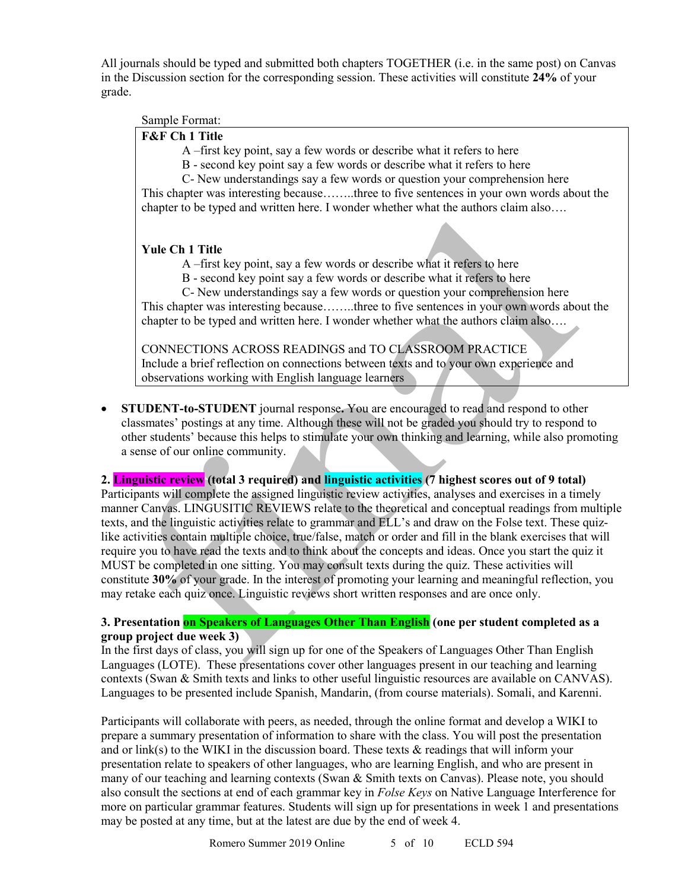All journals should be typed and submitted both chapters TOGETHER (i.e. in the same post) on Canvas in the Discussion section for the corresponding session. These activities will constitute **24%** of your grade.

Sample Format:

> **F&F Ch 1 Title**
>
> A –first key point, say a few words or describe what it refers to here
>
> B - second key point say a few words or describe what it refers to here
>
> C- New understandings say a few words or question your comprehension here
>
> This chapter was interesting because……..three to five sentences in your own words about the chapter to be typed and written here. I wonder whether what the authors claim also….
>
> **Yule Ch 1 Title**
>
> A –first key point, say a few words or describe what it refers to here
>
> B - second key point say a few words or describe what it refers to here
>
> C- New understandings say a few words or question your comprehension here
>
> This chapter was interesting because……..three to five sentences in your own words about the chapter to be typed and written here. I wonder whether what the authors claim also….
>
> CONNECTIONS ACROSS READINGS and TO CLASSROOM PRACTICE
>
> Include a brief reflection on connections between texts and to your own experience and observations working with English language learners

- **STUDENT-to-STUDENT** journal response**.** You are encouraged to read and respond to other classmates' postings at any time. Although these will not be graded you should try to respond to other students' because this helps to stimulate your own thinking and learning, while also promoting a sense of our online community.

**2. Linguistic review (total 3 required) and linguistic activities (7 highest scores out of 9 total)**

Participants will complete the assigned linguistic review activities, analyses and exercises in a timely manner Canvas. LINGUSITIC REVIEWS relate to the theoretical and conceptual readings from multiple texts, and the linguistic activities relate to grammar and ELL's and draw on the Folse text. These quiz-like activities contain multiple choice, true/false, match or order and fill in the blank exercises that will require you to have read the texts and to think about the concepts and ideas. Once you start the quiz it MUST be completed in one sitting. You may consult texts during the quiz. These activities will constitute **30%** of your grade. In the interest of promoting your learning and meaningful reflection, you may retake each quiz once. Linguistic reviews short written responses and are once only.

**3. Presentation on Speakers of Languages Other Than English (one per student completed as a group project due week 3)**

In the first days of class, you will sign up for one of the Speakers of Languages Other Than English Languages (LOTE). These presentations cover other languages present in our teaching and learning contexts (Swan & Smith texts and links to other useful linguistic resources are available on CANVAS). Languages to be presented include Spanish, Mandarin, (from course materials). Somali, and Karenni.

Participants will collaborate with peers, as needed, through the online format and develop a WIKI to prepare a summary presentation of information to share with the class. You will post the presentation and or link(s) to the WIKI in the discussion board. These texts & readings that will inform your presentation relate to speakers of other languages, who are learning English, and who are present in many of our teaching and learning contexts (Swan & Smith texts on Canvas). Please note, you should also consult the sections at end of each grammar key in *Folse Keys* on Native Language Interference for more on particular grammar features. Students will sign up for presentations in week 1 and presentations may be posted at any time, but at the latest are due by the end of week 4.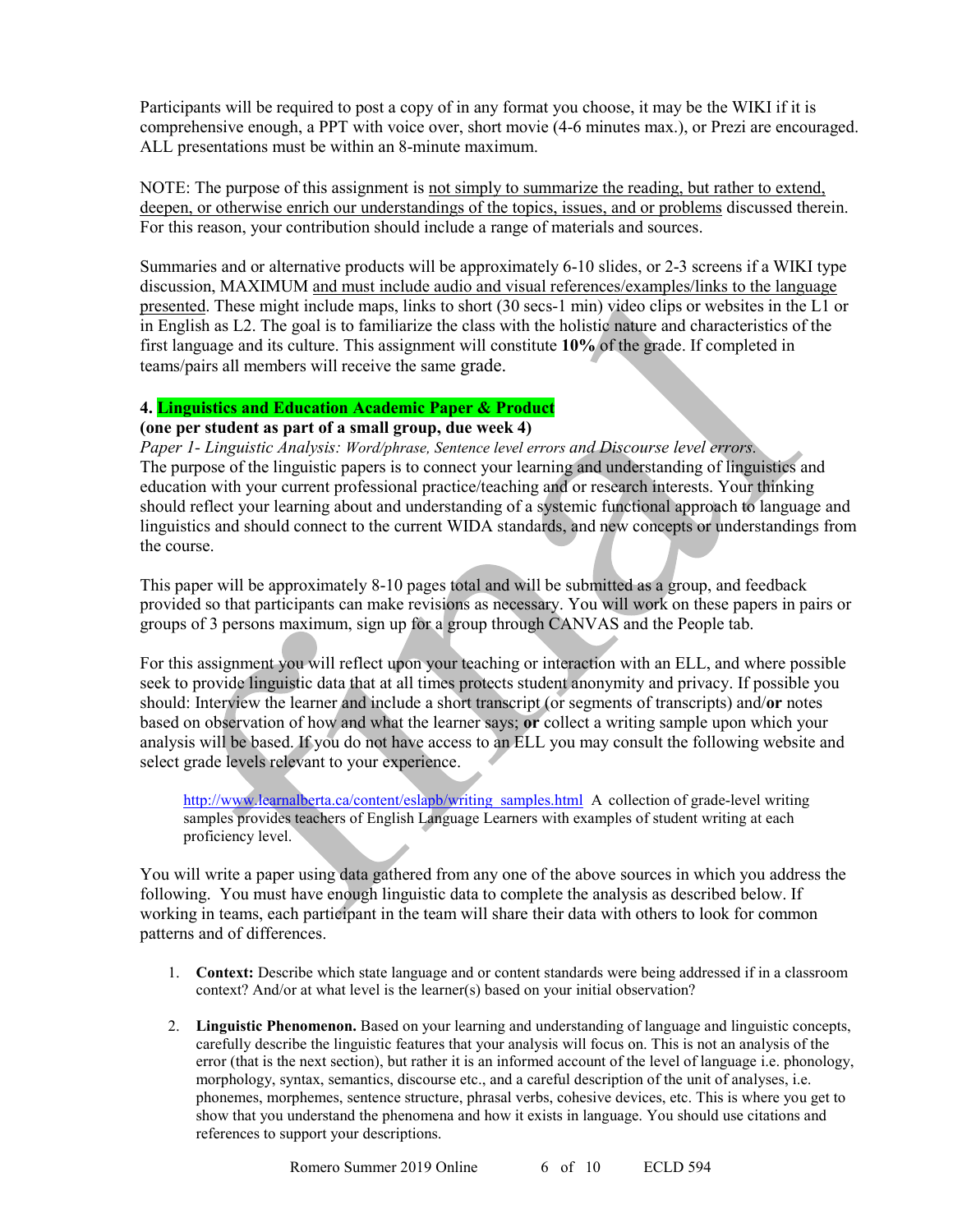Participants will be required to post a copy of in any format you choose, it may be the WIKI if it is comprehensive enough, a PPT with voice over, short movie (4-6 minutes max.), or Prezi are encouraged. ALL presentations must be within an 8-minute maximum.

NOTE: The purpose of this assignment is not simply to summarize the reading, but rather to extend, deepen, or otherwise enrich our understandings of the topics, issues, and or problems discussed therein. For this reason, your contribution should include a range of materials and sources.

Summaries and or alternative products will be approximately 6-10 slides, or 2-3 screens if a WIKI type discussion, MAXIMUM and must include audio and visual references/examples/links to the language presented. These might include maps, links to short (30 secs-1 min) video clips or websites in the L1 or in English as L2. The goal is to familiarize the class with the holistic nature and characteristics of the first language and its culture. This assignment will constitute **10%** of the grade. If completed in teams/pairs all members will receive the same grade.

**4. Linguistics and Education Academic Paper & Product**
**(one per student as part of a small group, due week 4)**

*Paper 1- Linguistic Analysis: Word/phrase, Sentence level errors and Discourse level errors.*
The purpose of the linguistic papers is to connect your learning and understanding of linguistics and education with your current professional practice/teaching and or research interests. Your thinking should reflect your learning about and understanding of a systemic functional approach to language and linguistics and should connect to the current WIDA standards, and new concepts or understandings from the course.

This paper will be approximately 8-10 pages total and will be submitted as a group, and feedback provided so that participants can make revisions as necessary. You will work on these papers in pairs or groups of 3 persons maximum, sign up for a group through CANVAS and the People tab.

For this assignment you will reflect upon your teaching or interaction with an ELL, and where possible seek to provide linguistic data that at all times protects student anonymity and privacy. If possible you should: Interview the learner and include a short transcript (or segments of transcripts) and/**or** notes based on observation of how and what the learner says; **or** collect a writing sample upon which your analysis will be based. If you do not have access to an ELL you may consult the following website and select grade levels relevant to your experience.

> http://www.learnalberta.ca/content/eslapb/writing_samples.html A collection of grade-level writing samples provides teachers of English Language Learners with examples of student writing at each proficiency level.

You will write a paper using data gathered from any one of the above sources in which you address the following. You must have enough linguistic data to complete the analysis as described below. If working in teams, each participant in the team will share their data with others to look for common patterns and of differences.

1. **Context:** Describe which state language and or content standards were being addressed if in a classroom context? And/or at what level is the learner(s) based on your initial observation?
2. **Linguistic Phenomenon.** Based on your learning and understanding of language and linguistic concepts, carefully describe the linguistic features that your analysis will focus on. This is not an analysis of the error (that is the next section), but rather it is an informed account of the level of language i.e. phonology, morphology, syntax, semantics, discourse etc., and a careful description of the unit of analyses, i.e. phonemes, morphemes, sentence structure, phrasal verbs, cohesive devices, etc. This is where you get to show that you understand the phenomena and how it exists in language. You should use citations and references to support your descriptions.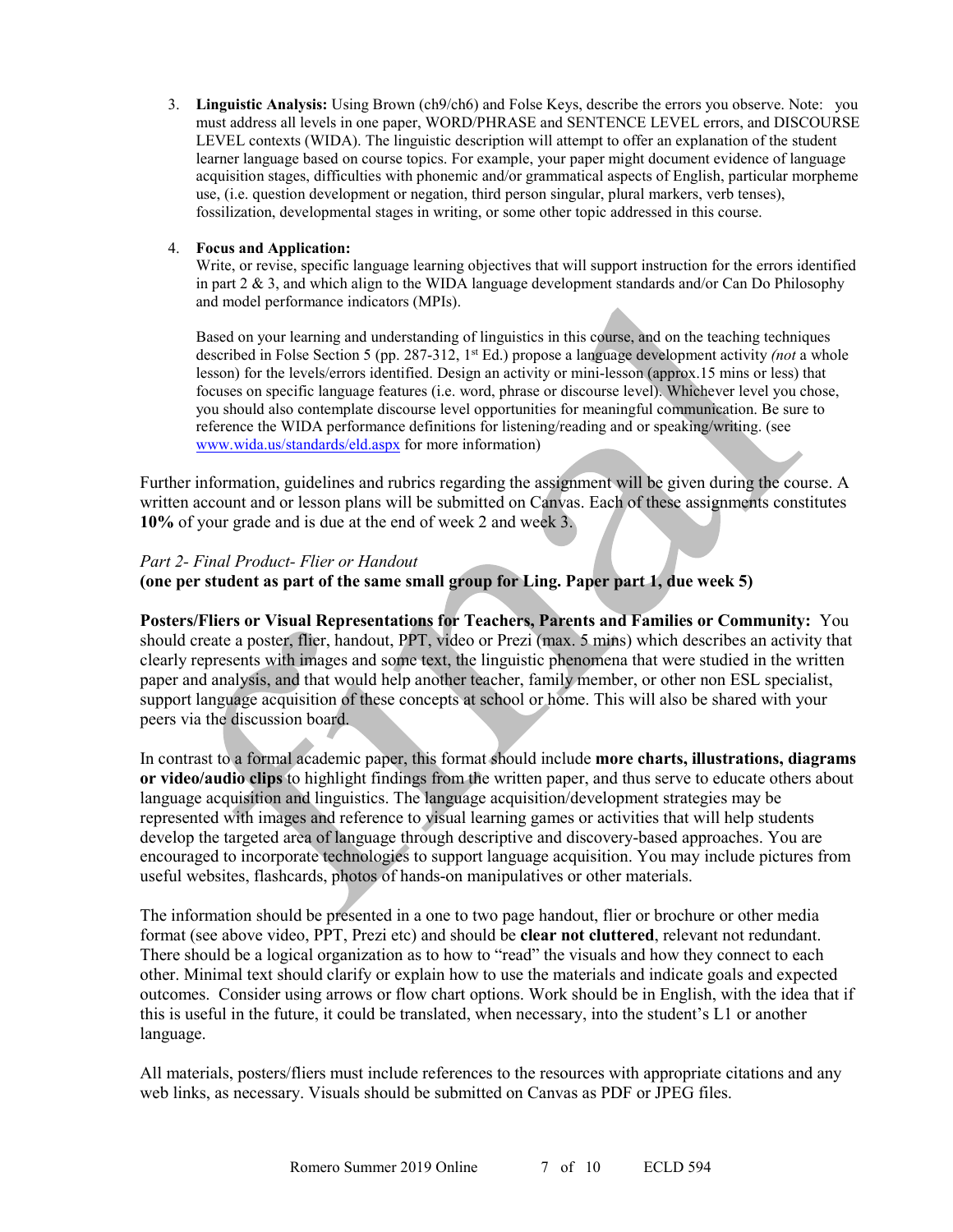3. **Linguistic Analysis:** Using Brown (ch9/ch6) and Folse Keys, describe the errors you observe. Note: you must address all levels in one paper, WORD/PHRASE and SENTENCE LEVEL errors, and DISCOURSE LEVEL contexts (WIDA). The linguistic description will attempt to offer an explanation of the student learner language based on course topics. For example, your paper might document evidence of language acquisition stages, difficulties with phonemic and/or grammatical aspects of English, particular morpheme use, (i.e. question development or negation, third person singular, plural markers, verb tenses), fossilization, developmental stages in writing, or some other topic addressed in this course.

4. **Focus and Application:**
   Write, or revise, specific language learning objectives that will support instruction for the errors identified in part 2 & 3, and which align to the WIDA language development standards and/or Can Do Philosophy and model performance indicators (MPIs).

   Based on your learning and understanding of linguistics in this course, and on the teaching techniques described in Folse Section 5 (pp. 287-312, 1st Ed.) propose a language development activity *(not* a whole lesson) for the levels/errors identified. Design an activity or mini-lesson (approx.15 mins or less) that focuses on specific language features (i.e. word, phrase or discourse level). Whichever level you chose, you should also contemplate discourse level opportunities for meaningful communication. Be sure to reference the WIDA performance definitions for listening/reading and or speaking/writing. (see www.wida.us/standards/eld.aspx for more information)

Further information, guidelines and rubrics regarding the assignment will be given during the course. A written account and or lesson plans will be submitted on Canvas. Each of these assignments constitutes **10%** of your grade and is due at the end of week 2 and week 3.

*Part 2- Final Product- Flier or Handout*
**(one per student as part of the same small group for Ling. Paper part 1, due week 5)**

**Posters/Fliers or Visual Representations for Teachers, Parents and Families or Community:** You should create a poster, flier, handout, PPT, video or Prezi (max. 5 mins) which describes an activity that clearly represents with images and some text, the linguistic phenomena that were studied in the written paper and analysis, and that would help another teacher, family member, or other non ESL specialist, support language acquisition of these concepts at school or home. This will also be shared with your peers via the discussion board.

In contrast to a formal academic paper, this format should include **more charts, illustrations, diagrams or video/audio clips** to highlight findings from the written paper, and thus serve to educate others about language acquisition and linguistics. The language acquisition/development strategies may be represented with images and reference to visual learning games or activities that will help students develop the targeted area of language through descriptive and discovery-based approaches. You are encouraged to incorporate technologies to support language acquisition. You may include pictures from useful websites, flashcards, photos of hands-on manipulatives or other materials.

The information should be presented in a one to two page handout, flier or brochure or other media format (see above video, PPT, Prezi etc) and should be **clear not cluttered**, relevant not redundant. There should be a logical organization as to how to "read" the visuals and how they connect to each other. Minimal text should clarify or explain how to use the materials and indicate goals and expected outcomes. Consider using arrows or flow chart options. Work should be in English, with the idea that if this is useful in the future, it could be translated, when necessary, into the student's L1 or another language.

All materials, posters/fliers must include references to the resources with appropriate citations and any web links, as necessary. Visuals should be submitted on Canvas as PDF or JPEG files.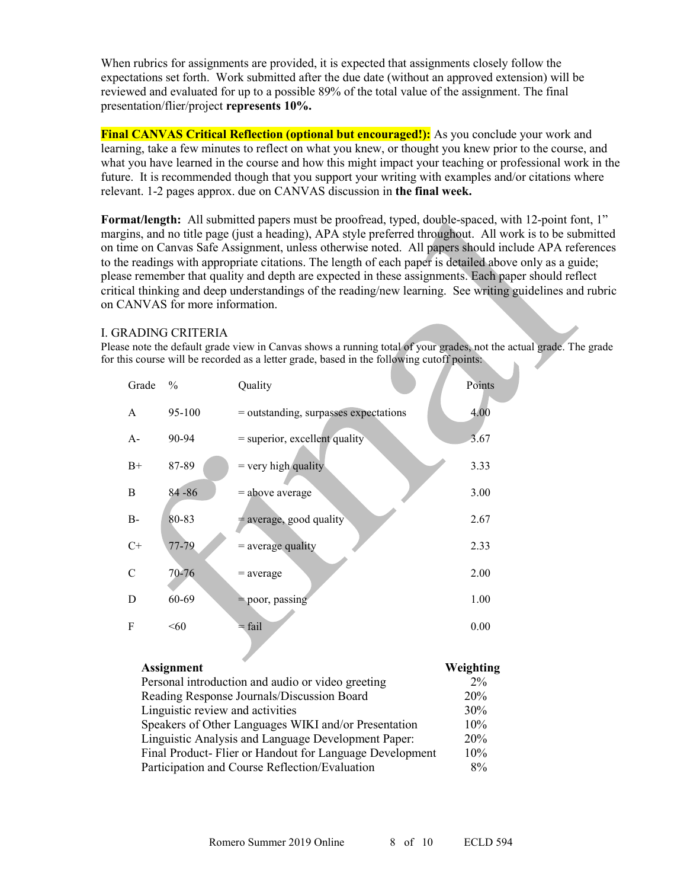When rubrics for assignments are provided, it is expected that assignments closely follow the expectations set forth. Work submitted after the due date (without an approved extension) will be reviewed and evaluated for up to a possible 89% of the total value of the assignment. The final presentation/flier/project **represents 10%.**

**Final CANVAS Critical Reflection (optional but encouraged!):** As you conclude your work and learning, take a few minutes to reflect on what you knew, or thought you knew prior to the course, and what you have learned in the course and how this might impact your teaching or professional work in the future. It is recommended though that you support your writing with examples and/or citations where relevant. 1-2 pages approx. due on CANVAS discussion in **the final week.**

**Format/length:** All submitted papers must be proofread, typed, double-spaced, with 12-point font, 1" margins, and no title page (just a heading), APA style preferred throughout. All work is to be submitted on time on Canvas Safe Assignment, unless otherwise noted. All papers should include APA references to the readings with appropriate citations. The length of each paper is detailed above only as a guide; please remember that quality and depth are expected in these assignments. Each paper should reflect critical thinking and deep understandings of the reading/new learning. See writing guidelines and rubric on CANVAS for more information.

## I. GRADING CRITERIA

Please note the default grade view in Canvas shows a running total of your grades, not the actual grade. The grade for this course will be recorded as a letter grade, based in the following cutoff points:

| Grade | % | Quality | Points |
|---|---|---|---|
| A | 95-100 | = outstanding, surpasses expectations | 4.00 |
| A- | 90-94 | = superior, excellent quality | 3.67 |
| B+ | 87-89 | = very high quality | 3.33 |
| B | 84 -86 | = above average | 3.00 |
| B- | 80-83 | = average, good quality | 2.67 |
| C+ | 77-79 | = average quality | 2.33 |
| C | 70-76 | = average | 2.00 |
| D | 60-69 | = poor, passing | 1.00 |
| F | <60 | = fail | 0.00 |

| Assignment | Weighting |
|---|---|
| Personal introduction and audio or video greeting | 2% |
| Reading Response Journals/Discussion Board | 20% |
| Linguistic review and activities | 30% |
| Speakers of Other Languages WIKI and/or Presentation | 10% |
| Linguistic Analysis and Language Development Paper: | 20% |
| Final Product- Flier or Handout for Language Development | 10% |
| Participation and Course Reflection/Evaluation | 8% |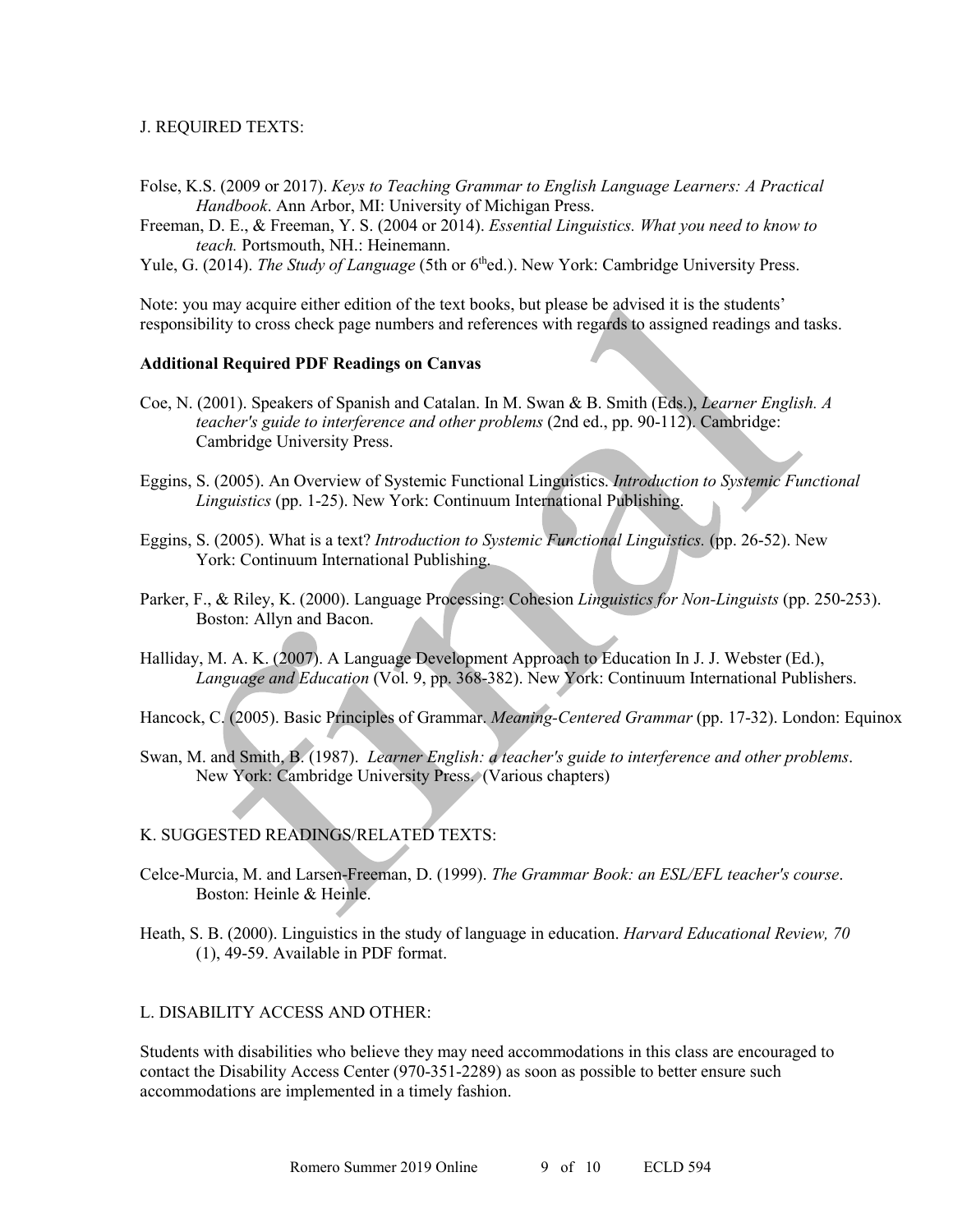J. REQUIRED TEXTS:

Folse, K.S. (2009 or 2017). *Keys to Teaching Grammar to English Language Learners: A Practical Handbook*. Ann Arbor, MI: University of Michigan Press.

Freeman, D. E., & Freeman, Y. S. (2004 or 2014). *Essential Linguistics. What you need to know to teach.* Portsmouth, NH.: Heinemann.

Yule, G. (2014). *The Study of Language* (5th or 6th ed.). New York: Cambridge University Press.

Note: you may acquire either edition of the text books, but please be advised it is the students' responsibility to cross check page numbers and references with regards to assigned readings and tasks.

**Additional Required PDF Readings on Canvas**

Coe, N. (2001). Speakers of Spanish and Catalan. In M. Swan & B. Smith (Eds.), *Learner English. A teacher's guide to interference and other problems* (2nd ed., pp. 90-112). Cambridge: Cambridge University Press.

Eggins, S. (2005). An Overview of Systemic Functional Linguistics. *Introduction to Systemic Functional Linguistics* (pp. 1-25). New York: Continuum International Publishing.

Eggins, S. (2005). What is a text? *Introduction to Systemic Functional Linguistics*. (pp. 26-52). New York: Continuum International Publishing.

Parker, F., & Riley, K. (2000). Language Processing: Cohesion *Linguistics for Non-Linguists* (pp. 250-253). Boston: Allyn and Bacon.

Halliday, M. A. K. (2007). A Language Development Approach to Education In J. J. Webster (Ed.), *Language and Education* (Vol. 9, pp. 368-382). New York: Continuum International Publishers.

Hancock, C. (2005). Basic Principles of Grammar. *Meaning-Centered Grammar* (pp. 17-32). London: Equinox

Swan, M. and Smith, B. (1987). *Learner English: a teacher's guide to interference and other problems*. New York: Cambridge University Press. (Various chapters)

K. SUGGESTED READINGS/RELATED TEXTS:

Celce-Murcia, M. and Larsen-Freeman, D. (1999). *The Grammar Book: an ESL/EFL teacher's course*. Boston: Heinle & Heinle.

Heath, S. B. (2000). Linguistics in the study of language in education. *Harvard Educational Review, 70* (1), 49-59. Available in PDF format.

L. DISABILITY ACCESS AND OTHER:

Students with disabilities who believe they may need accommodations in this class are encouraged to contact the Disability Access Center (970-351-2289) as soon as possible to better ensure such accommodations are implemented in a timely fashion.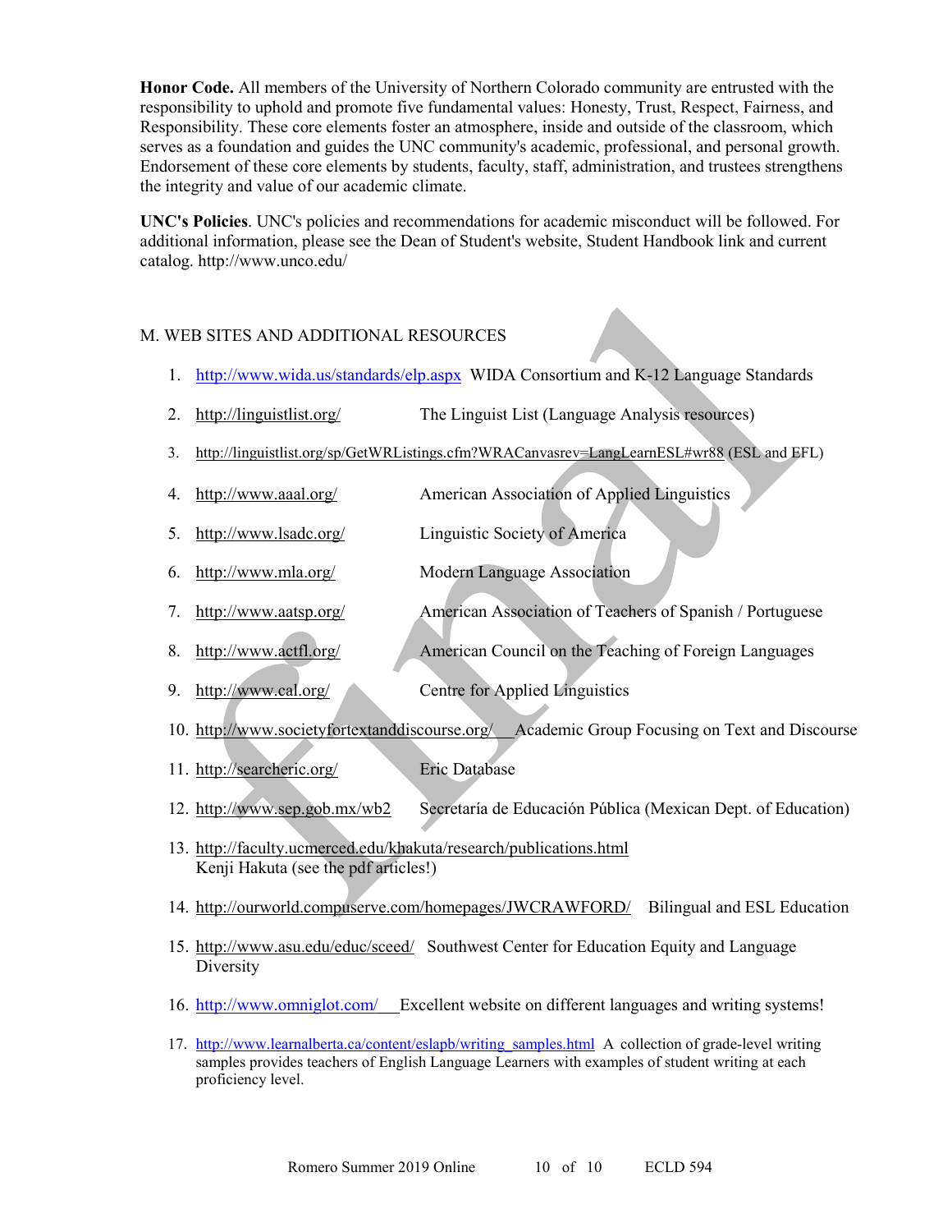**Honor Code.** All members of the University of Northern Colorado community are entrusted with the responsibility to uphold and promote five fundamental values: Honesty, Trust, Respect, Fairness, and Responsibility. These core elements foster an atmosphere, inside and outside of the classroom, which serves as a foundation and guides the UNC community's academic, professional, and personal growth. Endorsement of these core elements by students, faculty, staff, administration, and trustees strengthens the integrity and value of our academic climate.

**UNC's Policies**. UNC's policies and recommendations for academic misconduct will be followed. For additional information, please see the Dean of Student's website, Student Handbook link and current catalog. http://www.unco.edu/

## M. WEB SITES AND ADDITIONAL RESOURCES

1. http://www.wida.us/standards/elp.aspx WIDA Consortium and K-12 Language Standards
2. http://linguistlist.org/ The Linguist List (Language Analysis resources)
3. http://linguistlist.org/sp/GetWRListings.cfm?WRACanvasrev=LangLearnESL#wr88 (ESL and EFL)
4. http://www.aaal.org/ American Association of Applied Linguistics
5. http://www.lsadc.org/ Linguistic Society of America
6. http://www.mla.org/ Modern Language Association
7. http://www.aatsp.org/ American Association of Teachers of Spanish / Portuguese
8. http://www.actfl.org/ American Council on the Teaching of Foreign Languages
9. http://www.cal.org/ Centre for Applied Linguistics
10. http://www.societyfortextanddiscourse.org/ Academic Group Focusing on Text and Discourse
11. http://searcheric.org/ Eric Database
12. http://www.sep.gob.mx/wb2 Secretaría de Educación Pública (Mexican Dept. of Education)
13. http://faculty.ucmerced.edu/khakuta/research/publications.html
    Kenji Hakuta (see the pdf articles!)
14. http://ourworld.compuserve.com/homepages/JWCRAWFORD/ Bilingual and ESL Education
15. http://www.asu.edu/educ/sceed/ Southwest Center for Education Equity and Language Diversity
16. http://www.omniglot.com/ Excellent website on different languages and writing systems!
17. http://www.learnalberta.ca/content/eslapb/writing_samples.html A collection of grade-level writing samples provides teachers of English Language Learners with examples of student writing at each proficiency level.